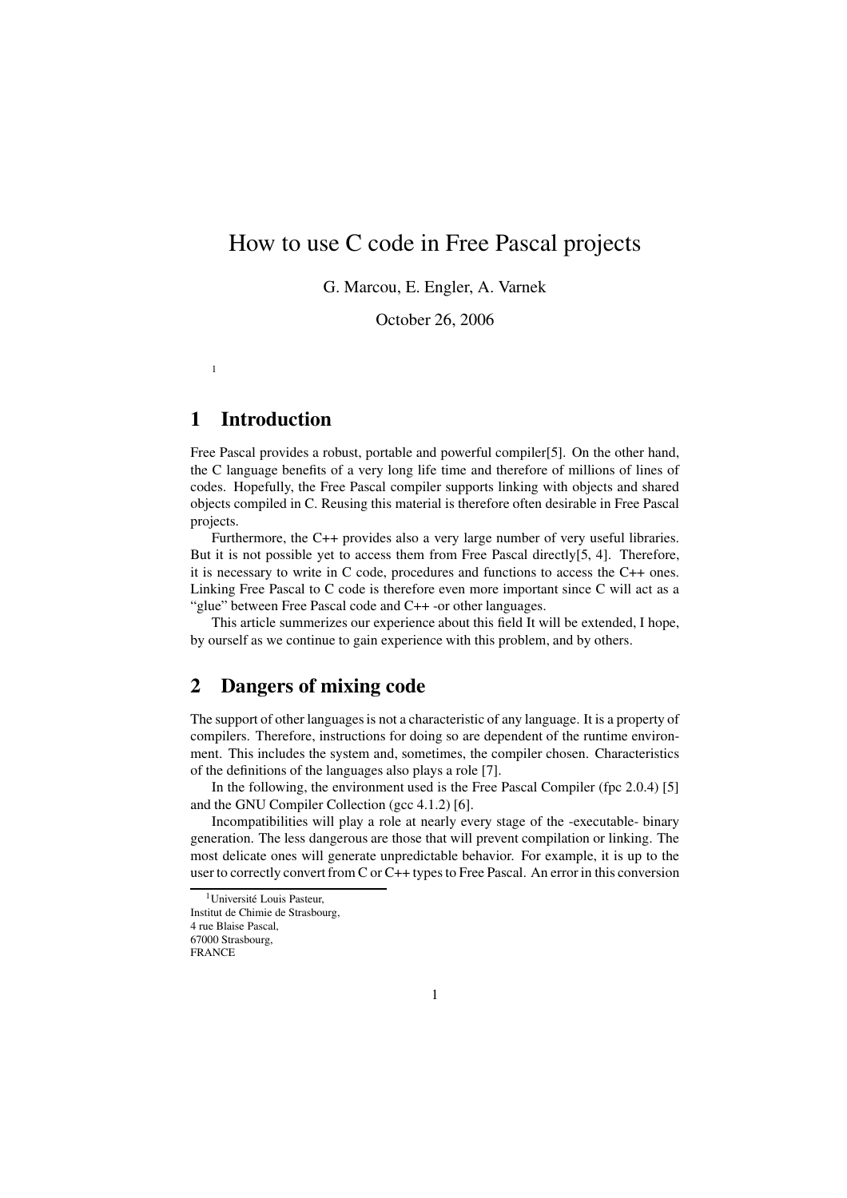# How to use C code in Free Pascal projects

G. Marcou, E. Engler, A. Varnek

October 26, 2006

[1]

## 1 Introduction

Free Pascal provides a robust, portable and powerful compiler[5]. On the other hand, the C language benefits of a very long life time and therefore of millions of lines of codes. Hopefully, the Free Pascal compiler supports linking with objects and shared objects compiled in C. Reusing this material is therefore often desirable in Free Pascal projects.

Furthermore, the C++ provides also a very large number of very useful libraries. But it is not possible yet to access them from Free Pascal directly[5, 4]. Therefore, it is necessary to write in C code, procedures and functions to access the C++ ones. Linking Free Pascal to C code is therefore even more important since C will act as a "glue" between Free Pascal code and C++ -or other languages.

This article summerizes our experience about this field It will be extended, I hope, by ourself as we continue to gain experience with this problem, and by others.

## 2 Dangers of mixing code

The support of other languages is not a characteristic of any language. It is a property of compilers. Therefore, instructions for doing so are dependent of the runtime environment. This includes the system and, sometimes, the compiler chosen. Characteristics of the definitions of the languages also plays a role [7].

In the following, the environment used is the Free Pascal Compiler (fpc 2.0.4) [5] and the GNU Compiler Collection (gcc 4.1.2) [6].

Incompatibilities will play a role at nearly every stage of the -executable- binary generation. The less dangerous are those that will prevent compilation or linking. The most delicate ones will generate unpredictable behavior. For example, it is up to the user to correctly convert from C or C++ types to Free Pascal. An error in this conversion

[1] Université Louis Pasteur,
Institut de Chimie de Strasbourg,
4 rue Blaise Pascal,
67000 Strasbourg,
FRANCE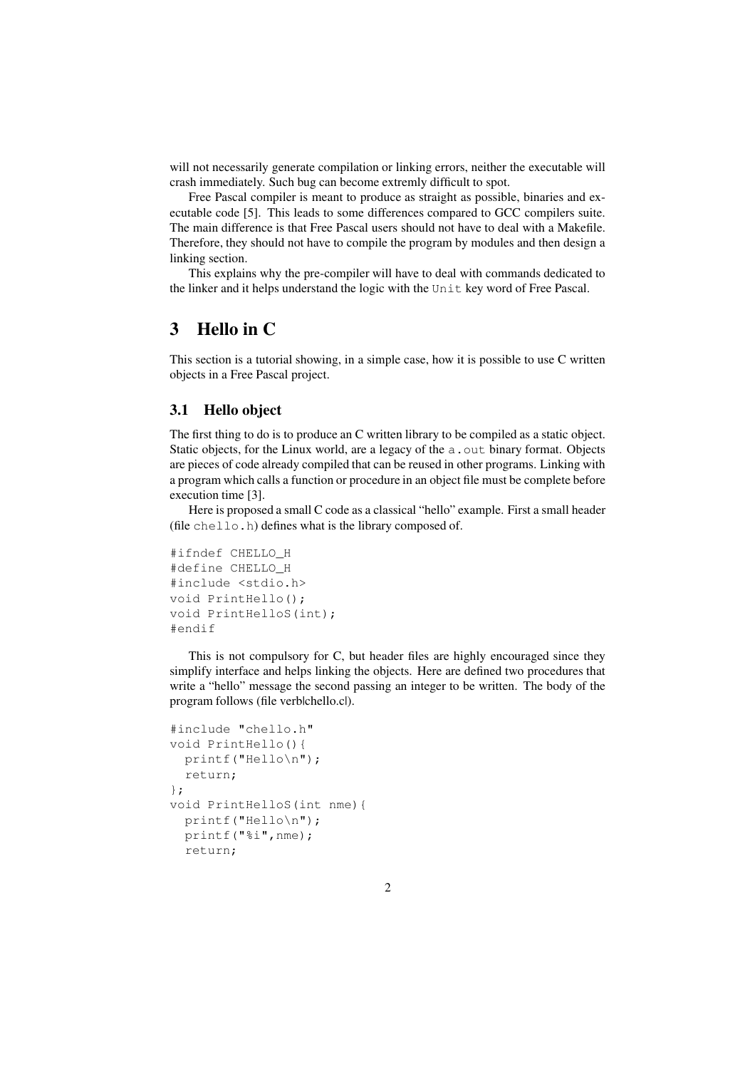will not necessarily generate compilation or linking errors, neither the executable will crash immediately. Such bug can become extremly difficult to spot.

Free Pascal compiler is meant to produce as straight as possible, binaries and executable code [5]. This leads to some differences compared to GCC compilers suite. The main difference is that Free Pascal users should not have to deal with a Makefile. Therefore, they should not have to compile the program by modules and then design a linking section.

This explains why the pre-compiler will have to deal with commands dedicated to the linker and it helps understand the logic with the `Unit` key word of Free Pascal.

# 3 Hello in C

This section is a tutorial showing, in a simple case, how it is possible to use C written objects in a Free Pascal project.

## 3.1 Hello object

The first thing to do is to produce an C written library to be compiled as a static object. Static objects, for the Linux world, are a legacy of the `a.out` binary format. Objects are pieces of code already compiled that can be reused in other programs. Linking with a program which calls a function or procedure in an object file must be complete before execution time [3].

Here is proposed a small C code as a classical "hello" example. First a small header (file `chello.h`) defines what is the library composed of.

```
#ifndef CHELLO_H
#define CHELLO_H
#include <stdio.h>
void PrintHello();
void PrintHelloS(int);
#endif
```

This is not compulsory for C, but header files are highly encouraged since they simplify interface and helps linking the objects. Here are defined two procedures that write a "hello" message the second passing an integer to be written. The body of the program follows (file verb|chello.c|).

```
#include "chello.h"
void PrintHello(){
  printf("Hello\n");
  return;
};
void PrintHelloS(int nme){
  printf("Hello\n");
  printf("%i",nme);
  return;
```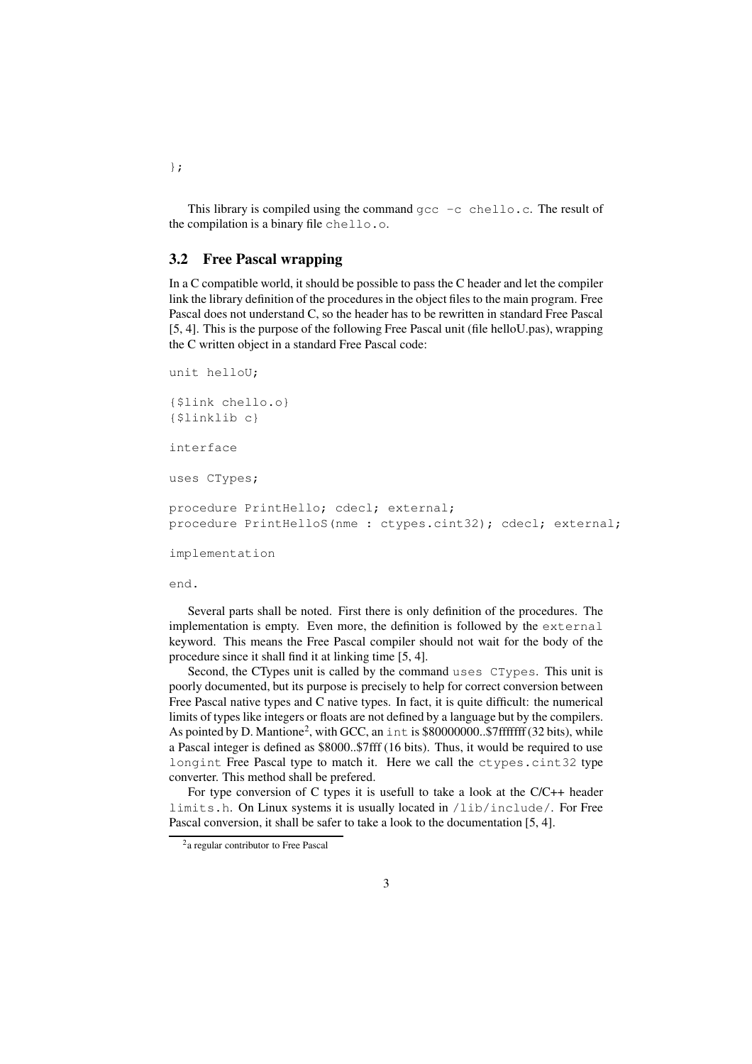```
};
```

This library is compiled using the command `gcc -c chello.c`. The result of the compilation is a binary file `chello.o`.

## 3.2 Free Pascal wrapping

In a C compatible world, it should be possible to pass the C header and let the compiler link the library definition of the procedures in the object files to the main program. Free Pascal does not understand C, so the header has to be rewritten in standard Free Pascal [5, 4]. This is the purpose of the following Free Pascal unit (file helloU.pas), wrapping the C written object in a standard Free Pascal code:

```
unit helloU;

{$link chello.o}
{$linklib c}

interface

uses CTypes;

procedure PrintHello; cdecl; external;
procedure PrintHelloS(nme : ctypes.cint32); cdecl; external;

implementation

end.
```

Several parts shall be noted. First there is only definition of the procedures. The implementation is empty. Even more, the definition is followed by the `external` keyword. This means the Free Pascal compiler should not wait for the body of the procedure since it shall find it at linking time [5, 4].

Second, the CTypes unit is called by the command `uses CTypes`. This unit is poorly documented, but its purpose is precisely to help for correct conversion between Free Pascal native types and C native types. In fact, it is quite difficult: the numerical limits of types like integers or floats are not defined by a language but by the compilers. As pointed by D. Mantione[2], with GCC, an `int` is $80000000..$7fffffff (32 bits), while a Pascal integer is defined as $8000..$7fff (16 bits). Thus, it would be required to use `longint` Free Pascal type to match it. Here we call the `ctypes.cint32` type converter. This method shall be prefered.

For type conversion of C types it is usefull to take a look at the C/C++ header `limits.h`. On Linux systems it is usually located in `/lib/include/`. For Free Pascal conversion, it shall be safer to take a look to the documentation [5, 4].

[2] a regular contributor to Free Pascal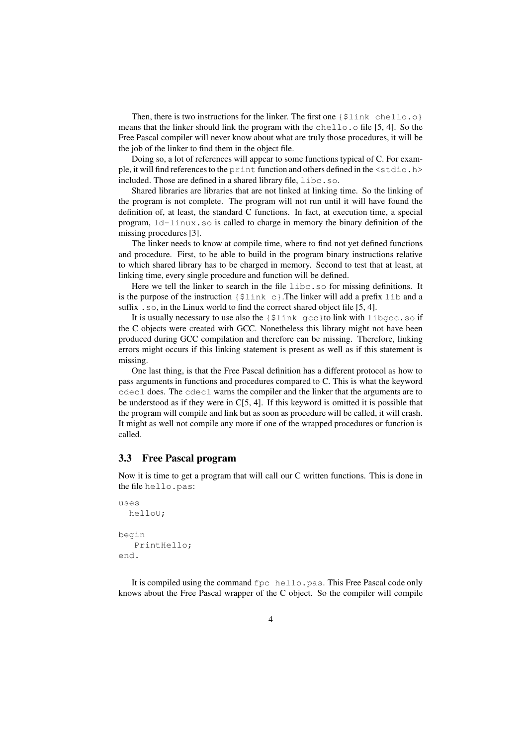Then, there is two instructions for the linker. The first one `{$link chello.o}` means that the linker should link the program with the `chello.o` file [5, 4]. So the Free Pascal compiler will never know about what are truly those procedures, it will be the job of the linker to find them in the object file.

Doing so, a lot of references will appear to some functions typical of C. For example, it will find references to the `print` function and others defined in the `<stdio.h>` included. Those are defined in a shared library file, `libc.so`.

Shared libraries are libraries that are not linked at linking time. So the linking of the program is not complete. The program will not run until it will have found the definition of, at least, the standard C functions. In fact, at execution time, a special program, `ld-linux.so` is called to charge in memory the binary definition of the missing procedures [3].

The linker needs to know at compile time, where to find not yet defined functions and procedure. First, to be able to build in the program binary instructions relative to which shared library has to be charged in memory. Second to test that at least, at linking time, every single procedure and function will be defined.

Here we tell the linker to search in the file `libc.so` for missing definitions. It is the purpose of the instruction `{$link c}`.The linker will add a prefix `lib` and a suffix `.so`, in the Linux world to find the correct shared object file [5, 4].

It is usually necessary to use also the `{$link gcc}`to link with `libgcc.so` if the C objects were created with GCC. Nonetheless this library might not have been produced during GCC compilation and therefore can be missing. Therefore, linking errors might occurs if this linking statement is present as well as if this statement is missing.

One last thing, is that the Free Pascal definition has a different protocol as how to pass arguments in functions and procedures compared to C. This is what the keyword `cdecl` does. The `cdecl` warns the compiler and the linker that the arguments are to be understood as if they were in C[5, 4]. If this keyword is omitted it is possible that the program will compile and link but as soon as procedure will be called, it will crash. It might as well not compile any more if one of the wrapped procedures or function is called.

## 3.3 Free Pascal program

Now it is time to get a program that will call our C written functions. This is done in the file `hello.pas`:

```
uses
  helloU;

begin
   PrintHello;
end.
```

It is compiled using the command `fpc hello.pas`. This Free Pascal code only knows about the Free Pascal wrapper of the C object. So the compiler will compile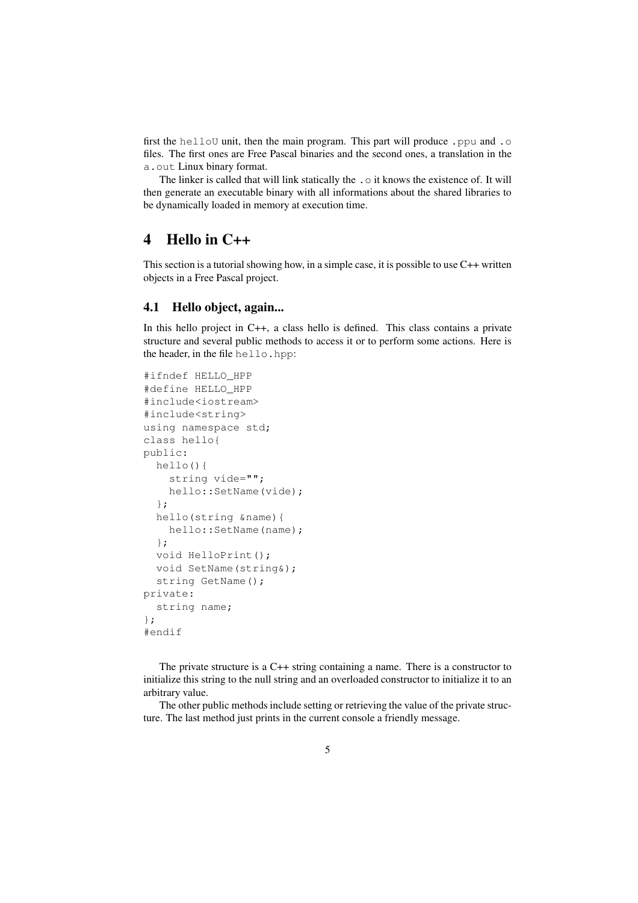first the `helloU` unit, then the main program. This part will produce `.ppu` and `.o` files. The first ones are Free Pascal binaries and the second ones, a translation in the `a.out` Linux binary format.

The linker is called that will link statically the `.o` it knows the existence of. It will then generate an executable binary with all informations about the shared libraries to be dynamically loaded in memory at execution time.

# 4 Hello in C++

This section is a tutorial showing how, in a simple case, it is possible to use C++ written objects in a Free Pascal project.

## 4.1 Hello object, again...

In this hello project in C++, a class hello is defined. This class contains a private structure and several public methods to access it or to perform some actions. Here is the header, in the file `hello.hpp`:

```
#ifndef HELLO_HPP
#define HELLO_HPP
#include<iostream>
#include<string>
using namespace std;
class hello{
public:
  hello(){
    string vide="";
    hello::SetName(vide);
  };
  hello(string &name){
    hello::SetName(name);
  };
  void HelloPrint();
  void SetName(string&);
  string GetName();
private:
  string name;
};
#endif
```

The private structure is a C++ string containing a name. There is a constructor to initialize this string to the null string and an overloaded constructor to initialize it to an arbitrary value.

The other public methods include setting or retrieving the value of the private structure. The last method just prints in the current console a friendly message.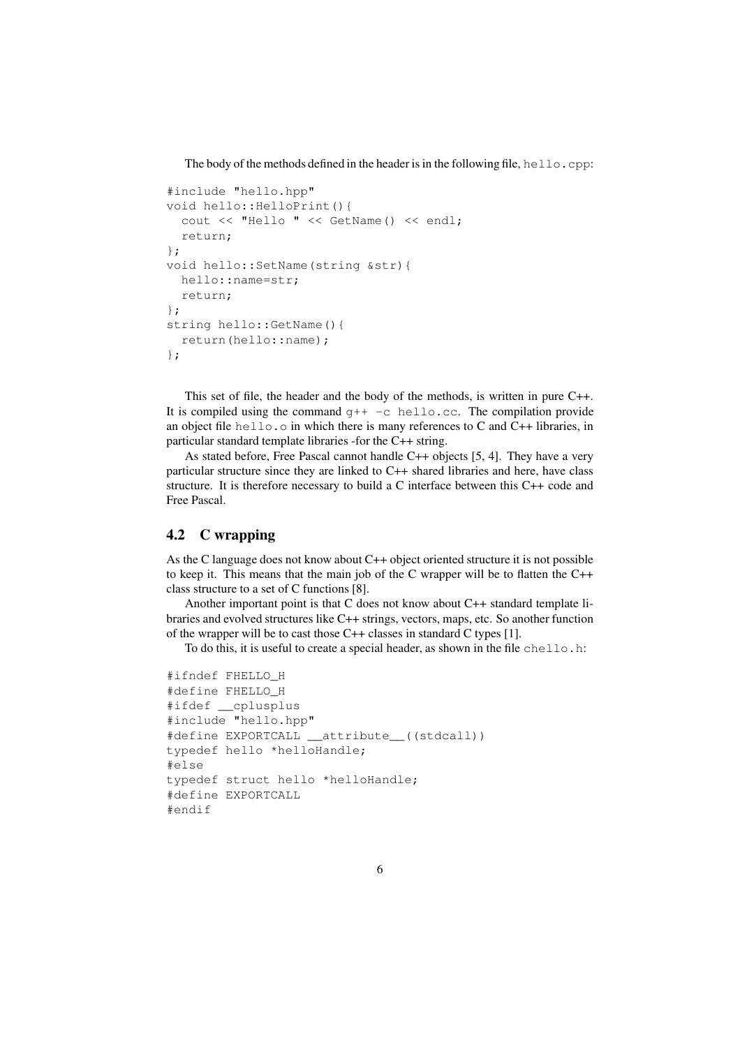The body of the methods defined in the header is in the following file, `hello.cpp`:

```
#include "hello.hpp"
void hello::HelloPrint(){
  cout << "Hello " << GetName() << endl;
  return;
};
void hello::SetName(string &str){
  hello::name=str;
  return;
};
string hello::GetName(){
  return(hello::name);
};
```

This set of file, the header and the body of the methods, is written in pure C++. It is compiled using the command `g++ -c hello.cc`. The compilation provide an object file `hello.o` in which there is many references to C and C++ libraries, in particular standard template libraries -for the C++ string.

As stated before, Free Pascal cannot handle C++ objects [5, 4]. They have a very particular structure since they are linked to C++ shared libraries and here, have class structure. It is therefore necessary to build a C interface between this C++ code and Free Pascal.

## 4.2 C wrapping

As the C language does not know about C++ object oriented structure it is not possible to keep it. This means that the main job of the C wrapper will be to flatten the C++ class structure to a set of C functions [8].

Another important point is that C does not know about C++ standard template libraries and evolved structures like C++ strings, vectors, maps, etc. So another function of the wrapper will be to cast those C++ classes in standard C types [1].

To do this, it is useful to create a special header, as shown in the file `chello.h`:

```
#ifndef FHELLO_H
#define FHELLO_H
#ifdef __cplusplus
#include "hello.hpp"
#define EXPORTCALL __attribute__((stdcall))
typedef hello *helloHandle;
#else
typedef struct hello *helloHandle;
#define EXPORTCALL
#endif
```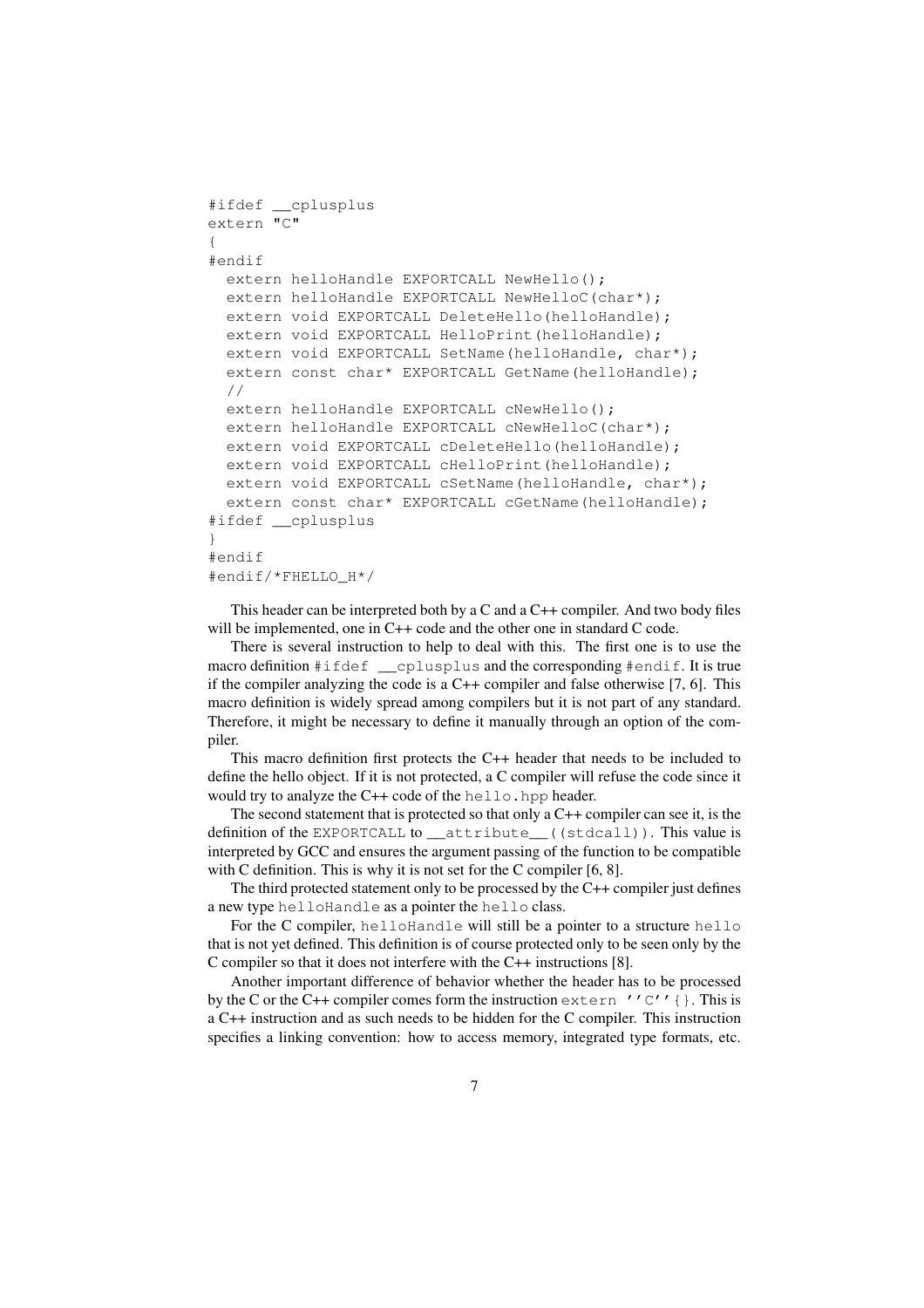```
#ifdef __cplusplus
extern "C"
{
#endif
  extern helloHandle EXPORTCALL NewHello();
  extern helloHandle EXPORTCALL NewHelloC(char*);
  extern void EXPORTCALL DeleteHello(helloHandle);
  extern void EXPORTCALL HelloPrint(helloHandle);
  extern void EXPORTCALL SetName(helloHandle, char*);
  extern const char* EXPORTCALL GetName(helloHandle);
  //
  extern helloHandle EXPORTCALL cNewHello();
  extern helloHandle EXPORTCALL cNewHelloC(char*);
  extern void EXPORTCALL cDeleteHello(helloHandle);
  extern void EXPORTCALL cHelloPrint(helloHandle);
  extern void EXPORTCALL cSetName(helloHandle, char*);
  extern const char* EXPORTCALL cGetName(helloHandle);
#ifdef __cplusplus
}
#endif
#endif/*FHELLO_H*/
```

This header can be interpreted both by a C and a C++ compiler. And two body files will be implemented, one in C++ code and the other one in standard C code.

There is several instruction to help to deal with this. The first one is to use the macro definition `#ifdef __cplusplus` and the corresponding `#endif`. It is true if the compiler analyzing the code is a C++ compiler and false otherwise [7, 6]. This macro definition is widely spread among compilers but it is not part of any standard. Therefore, it might be necessary to define it manually through an option of the compiler.

This macro definition first protects the C++ header that needs to be included to define the hello object. If it is not protected, a C compiler will refuse the code since it would try to analyze the C++ code of the `hello.hpp` header.

The second statement that is protected so that only a C++ compiler can see it, is the definition of the `EXPORTCALL` to `__attribute__((stdcall))`. This value is interpreted by GCC and ensures the argument passing of the function to be compatible with C definition. This is why it is not set for the C compiler [6, 8].

The third protected statement only to be processed by the C++ compiler just defines a new type `helloHandle` as a pointer the `hello` class.

For the C compiler, `helloHandle` will still be a pointer to a structure `hello` that is not yet defined. This definition is of course protected only to be seen only by the C compiler so that it does not interfere with the C++ instructions [8].

Another important difference of behavior whether the header has to be processed by the C or the C++ compiler comes form the instruction `extern ''C''{}`. This is a C++ instruction and as such needs to be hidden for the C compiler. This instruction specifies a linking convention: how to access memory, integrated type formats, etc.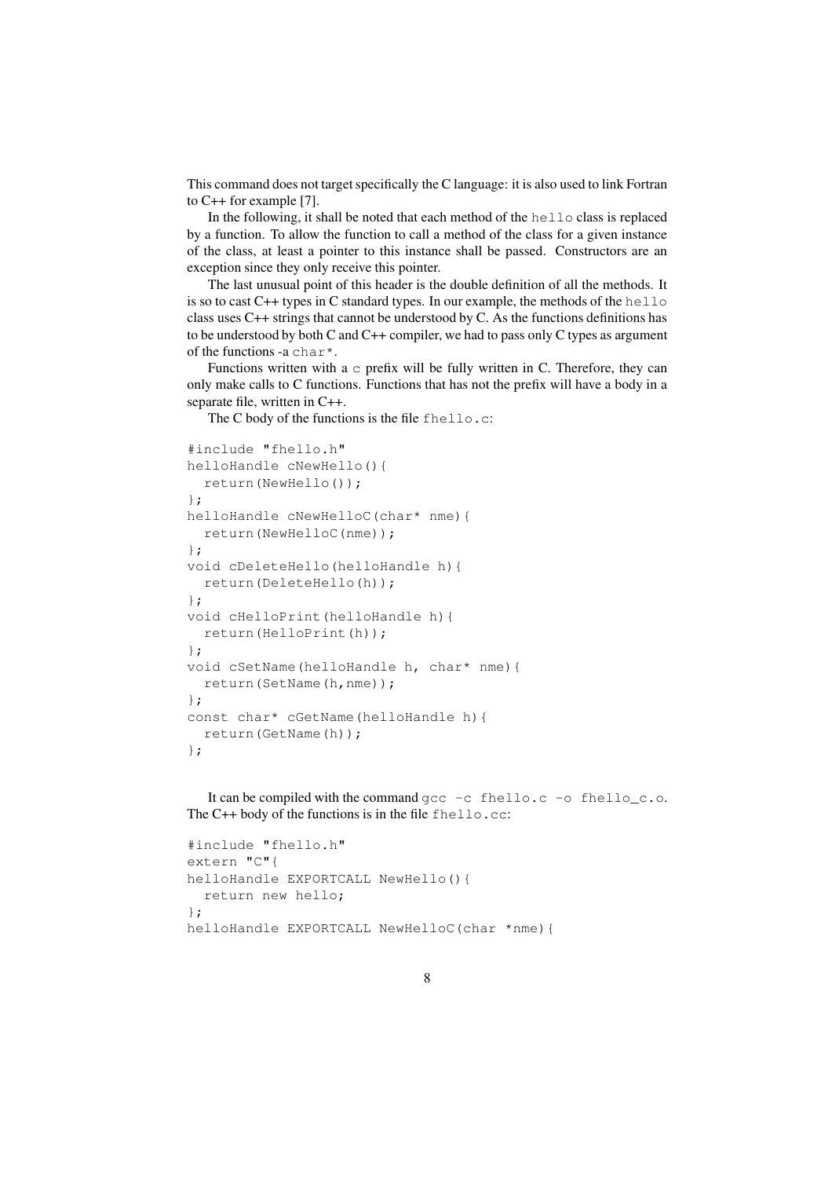This command does not target specifically the C language: it is also used to link Fortran to C++ for example [7].

In the following, it shall be noted that each method of the `hello` class is replaced by a function. To allow the function to call a method of the class for a given instance of the class, at least a pointer to this instance shall be passed. Constructors are an exception since they only receive this pointer.

The last unusual point of this header is the double definition of all the methods. It is so to cast C++ types in C standard types. In our example, the methods of the `hello` class uses C++ strings that cannot be understood by C. As the functions definitions has to be understood by both C and C++ compiler, we had to pass only C types as argument of the functions -a `char*`.

Functions written with a `c` prefix will be fully written in C. Therefore, they can only make calls to C functions. Functions that has not the prefix will have a body in a separate file, written in C++.

The C body of the functions is the file `fhello.c`:

```
#include "fhello.h"
helloHandle cNewHello(){
  return(NewHello());
};
helloHandle cNewHelloC(char* nme){
  return(NewHelloC(nme));
};
void cDeleteHello(helloHandle h){
  return(DeleteHello(h));
};
void cHelloPrint(helloHandle h){
  return(HelloPrint(h));
};
void cSetName(helloHandle h, char* nme){
  return(SetName(h,nme));
};
const char* cGetName(helloHandle h){
  return(GetName(h));
};
```

It can be compiled with the command `gcc -c fhello.c -o fhello_c.o`. The C++ body of the functions is in the file `fhello.cc`:

```
#include "fhello.h"
extern "C"{
helloHandle EXPORTCALL NewHello(){
  return new hello;
};
helloHandle EXPORTCALL NewHelloC(char *nme){
```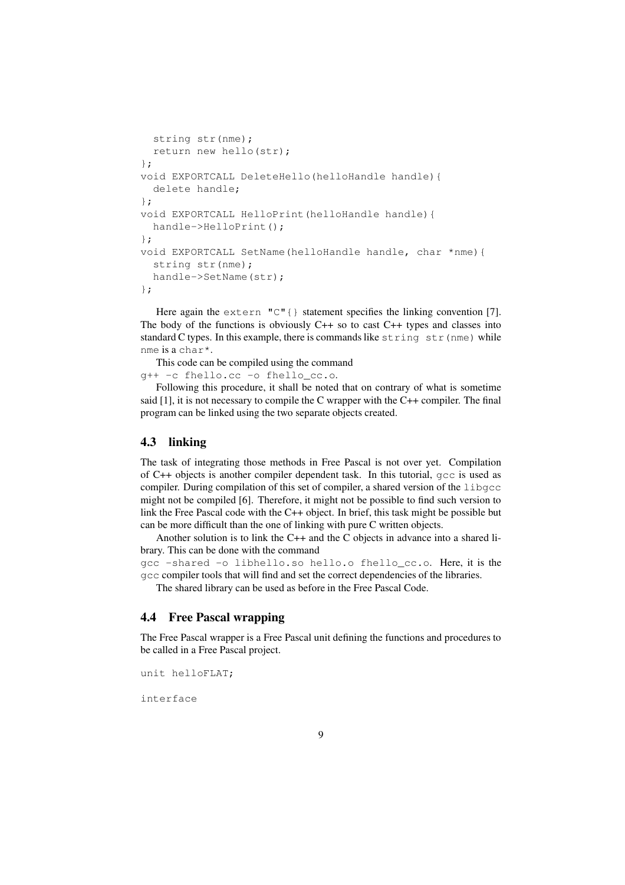```
  string str(nme);
  return new hello(str);
};
void EXPORTCALL DeleteHello(helloHandle handle){
  delete handle;
};
void EXPORTCALL HelloPrint(helloHandle handle){
  handle->HelloPrint();
};
void EXPORTCALL SetName(helloHandle handle, char *nme){
  string str(nme);
  handle->SetName(str);
};
```

Here again the `extern "C"{}` statement specifies the linking convention [7]. The body of the functions is obviously C++ so to cast C++ types and classes into standard C types. In this example, there is commands like `string str(nme)` while `nme` is a `char*`.

This code can be compiled using the command
`g++ -c fhello.cc -o fhello_cc.o`.

Following this procedure, it shall be noted that on contrary of what is sometime said [1], it is not necessary to compile the C wrapper with the C++ compiler. The final program can be linked using the two separate objects created.

## 4.3 linking

The task of integrating those methods in Free Pascal is not over yet. Compilation of C++ objects is another compiler dependent task. In this tutorial, `gcc` is used as compiler. During compilation of this set of compiler, a shared version of the `libgcc` might not be compiled [6]. Therefore, it might not be possible to find such version to link the Free Pascal code with the C++ object. In brief, this task might be possible but can be more difficult than the one of linking with pure C written objects.

Another solution is to link the C++ and the C objects in advance into a shared library. This can be done with the command
`gcc -shared -o libhello.so hello.o fhello_cc.o`. Here, it is the `gcc` compiler tools that will find and set the correct dependencies of the libraries.

The shared library can be used as before in the Free Pascal Code.

## 4.4 Free Pascal wrapping

The Free Pascal wrapper is a Free Pascal unit defining the functions and procedures to be called in a Free Pascal project.

```
unit helloFLAT;

interface
```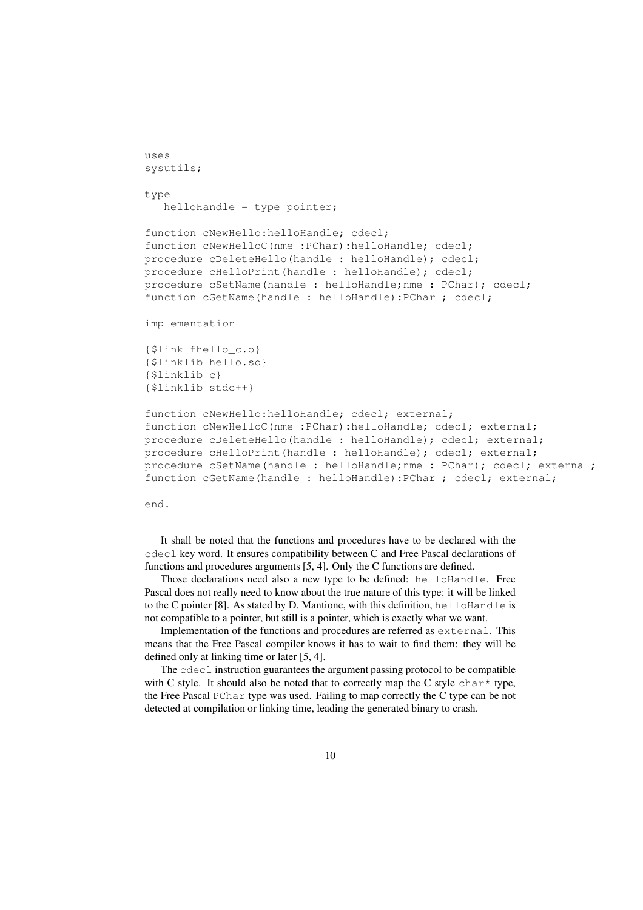```
uses
sysutils;

type
   helloHandle = type pointer;

function cNewHello:helloHandle; cdecl;
function cNewHelloC(nme :PChar):helloHandle; cdecl;
procedure cDeleteHello(handle : helloHandle); cdecl;
procedure cHelloPrint(handle : helloHandle); cdecl;
procedure cSetName(handle : helloHandle;nme : PChar); cdecl;
function cGetName(handle : helloHandle):PChar ; cdecl;

implementation

{$link fhello_c.o}
{$linklib hello.so}
{$linklib c}
{$linklib stdc++}

function cNewHello:helloHandle; cdecl; external;
function cNewHelloC(nme :PChar):helloHandle; cdecl; external;
procedure cDeleteHello(handle : helloHandle); cdecl; external;
procedure cHelloPrint(handle : helloHandle); cdecl; external;
procedure cSetName(handle : helloHandle;nme : PChar); cdecl; external;
function cGetName(handle : helloHandle):PChar ; cdecl; external;

end.
```

It shall be noted that the functions and procedures have to be declared with the `cdecl` key word. It ensures compatibility between C and Free Pascal declarations of functions and procedures arguments [5, 4]. Only the C functions are defined.

Those declarations need also a new type to be defined: `helloHandle`. Free Pascal does not really need to know about the true nature of this type: it will be linked to the C pointer [8]. As stated by D. Mantione, with this definition, `helloHandle` is not compatible to a pointer, but still is a pointer, which is exactly what we want.

Implementation of the functions and procedures are referred as `external`. This means that the Free Pascal compiler knows it has to wait to find them: they will be defined only at linking time or later [5, 4].

The `cdecl` instruction guarantees the argument passing protocol to be compatible with C style. It should also be noted that to correctly map the C style `char*` type, the Free Pascal `PChar` type was used. Failing to map correctly the C type can be not detected at compilation or linking time, leading the generated binary to crash.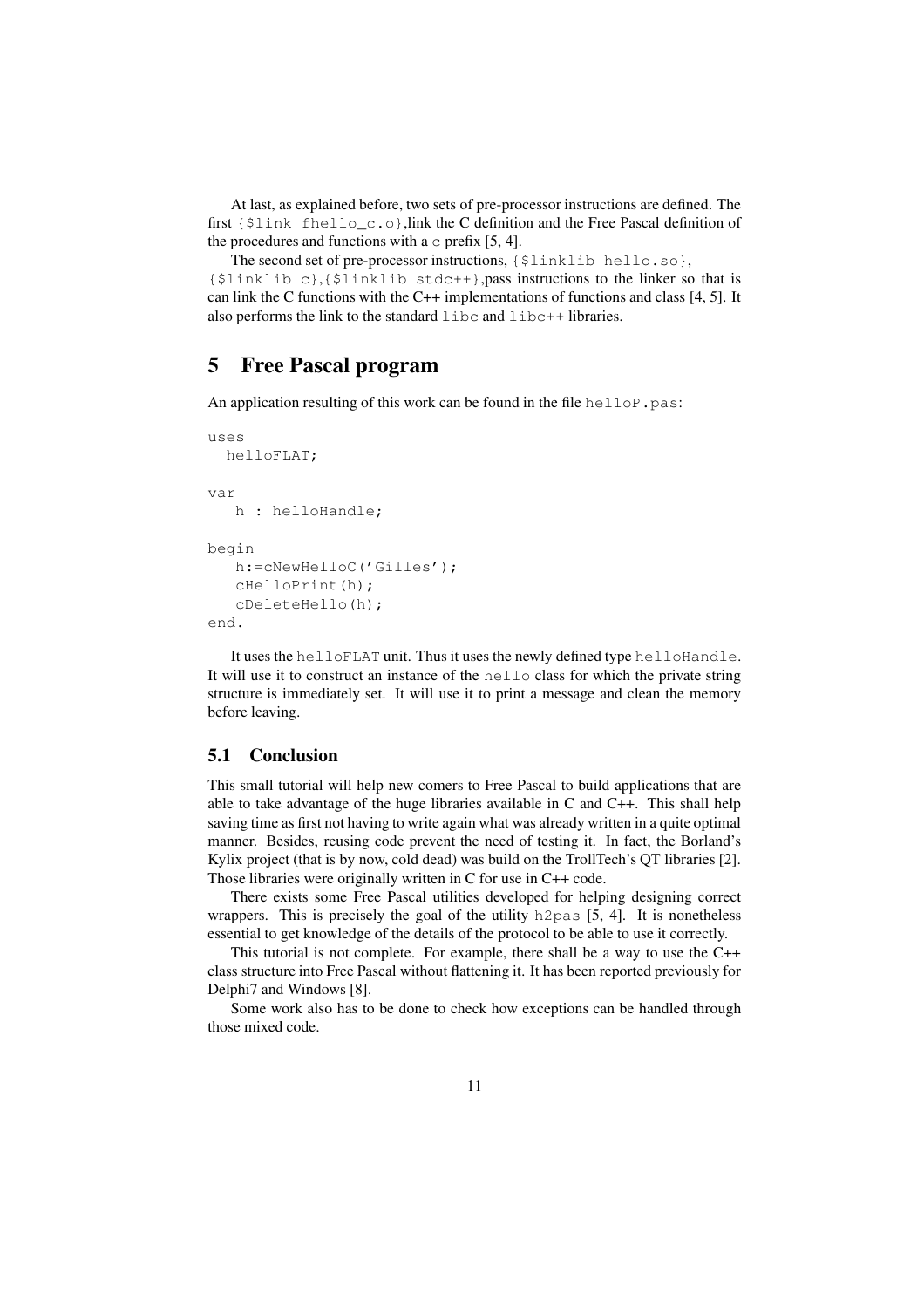At last, as explained before, two sets of pre-processor instructions are defined. The first `{$link fhello_c.o}`,link the C definition and the Free Pascal definition of the procedures and functions with a `c` prefix [5, 4].

The second set of pre-processor instructions, `{$linklib hello.so}`, `{$linklib c}`,`{$linklib stdc++}`,pass instructions to the linker so that is can link the C functions with the C++ implementations of functions and class [4, 5]. It also performs the link to the standard `libc` and `libc++` libraries.

# 5 Free Pascal program

An application resulting of this work can be found in the file `helloP.pas`:

```
uses
  helloFLAT;

var
   h : helloHandle;

begin
   h:=cNewHelloC('Gilles');
   cHelloPrint(h);
   cDeleteHello(h);
end.
```

It uses the `helloFLAT` unit. Thus it uses the newly defined type `helloHandle`. It will use it to construct an instance of the `hello` class for which the private string structure is immediately set. It will use it to print a message and clean the memory before leaving.

## 5.1 Conclusion

This small tutorial will help new comers to Free Pascal to build applications that are able to take advantage of the huge libraries available in C and C++. This shall help saving time as first not having to write again what was already written in a quite optimal manner. Besides, reusing code prevent the need of testing it. In fact, the Borland's Kylix project (that is by now, cold dead) was build on the TrollTech's QT libraries [2]. Those libraries were originally written in C for use in C++ code.

There exists some Free Pascal utilities developed for helping designing correct wrappers. This is precisely the goal of the utility `h2pas` [5, 4]. It is nonetheless essential to get knowledge of the details of the protocol to be able to use it correctly.

This tutorial is not complete. For example, there shall be a way to use the C++ class structure into Free Pascal without flattening it. It has been reported previously for Delphi7 and Windows [8].

Some work also has to be done to check how exceptions can be handled through those mixed code.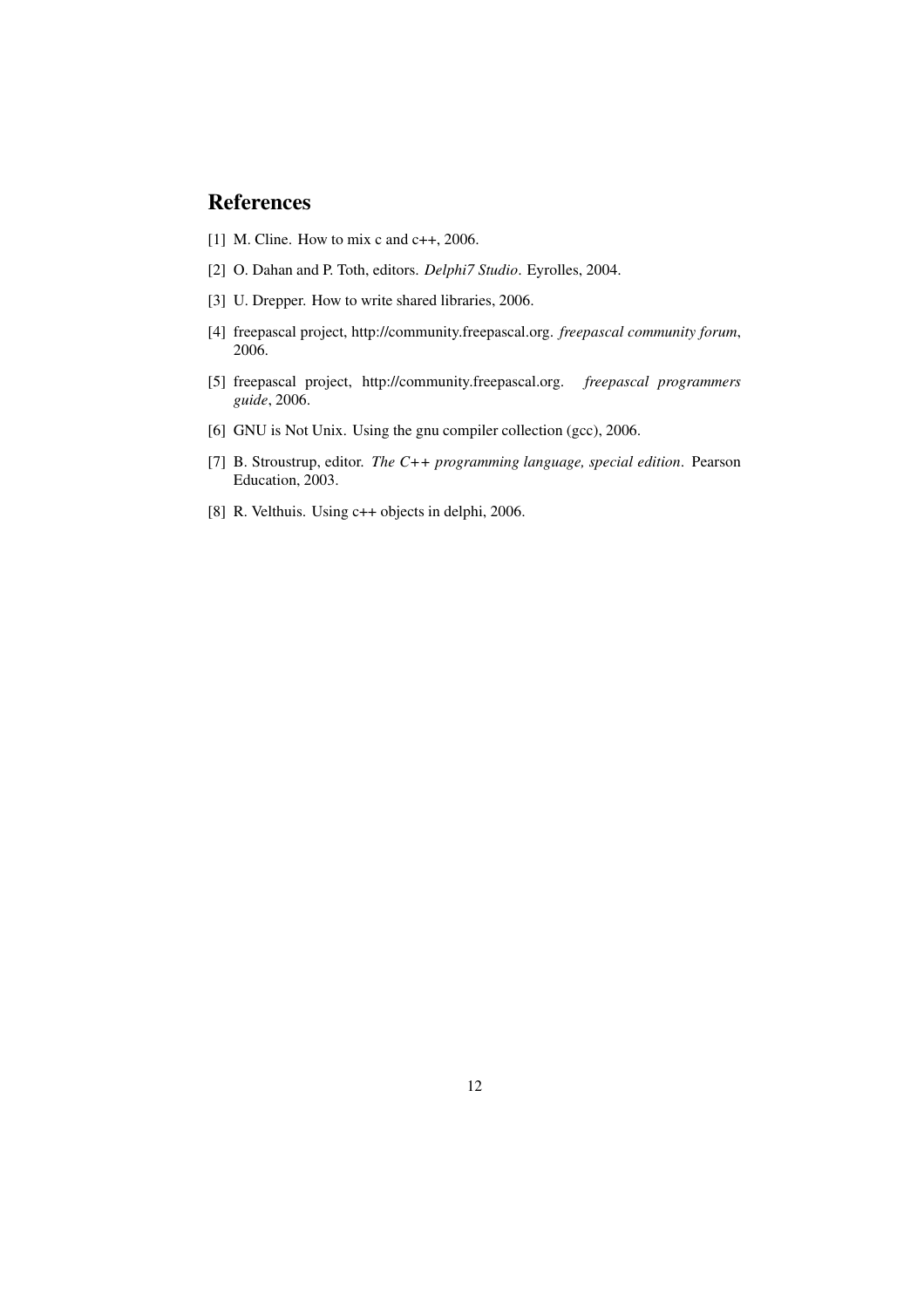## References

[1] M. Cline. How to mix c and c++, 2006.

[2] O. Dahan and P. Toth, editors. *Delphi7 Studio*. Eyrolles, 2004.

[3] U. Drepper. How to write shared libraries, 2006.

[4] freepascal project, http://community.freepascal.org. *freepascal community forum*, 2006.

[5] freepascal project, http://community.freepascal.org. *freepascal programmers guide*, 2006.

[6] GNU is Not Unix. Using the gnu compiler collection (gcc), 2006.

[7] B. Stroustrup, editor. *The C++ programming language, special edition*. Pearson Education, 2003.

[8] R. Velthuis. Using c++ objects in delphi, 2006.